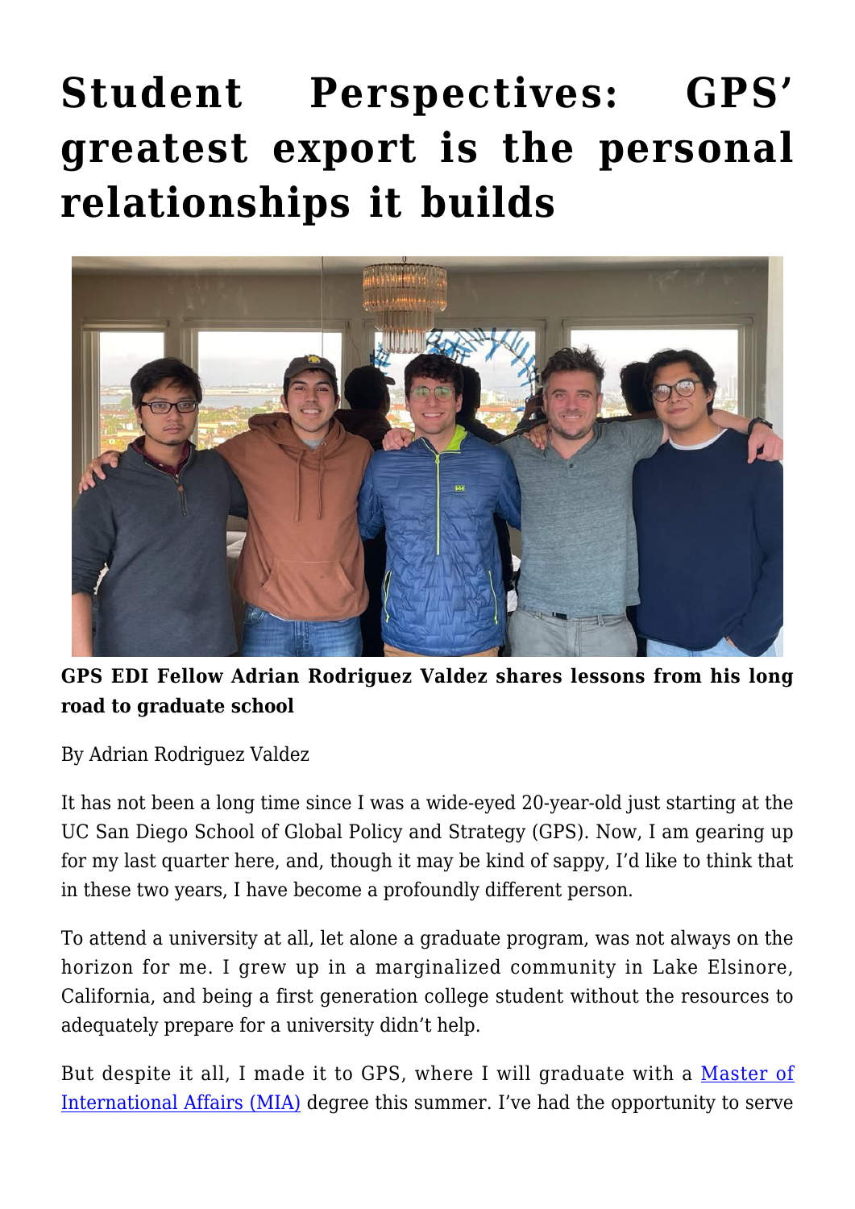# Student Perspectives: GPS' greatest export is the personal relationships it builds

**GPS EDI Fellow Adrian Rodriguez Valdez shares lessons from his long road to graduate school**

By Adrian Rodriguez Valdez

It has not been a long time since I was a wide-eyed 20-year-old just starting at the UC San Diego School of Global Policy and Strategy (GPS). Now, I am gearing up for my last quarter here, and, though it may be kind of sappy, I'd like to think that in these two years, I have become a profoundly different person.

To attend a university at all, let alone a graduate program, was not always on the horizon for me. I grew up in a marginalized community in Lake Elsinore, California, and being a first generation college student without the resources to adequately prepare for a university didn't help.

But despite it all, I made it to GPS, where I will graduate with a Master of International Affairs (MIA) degree this summer. I've had the opportunity to serve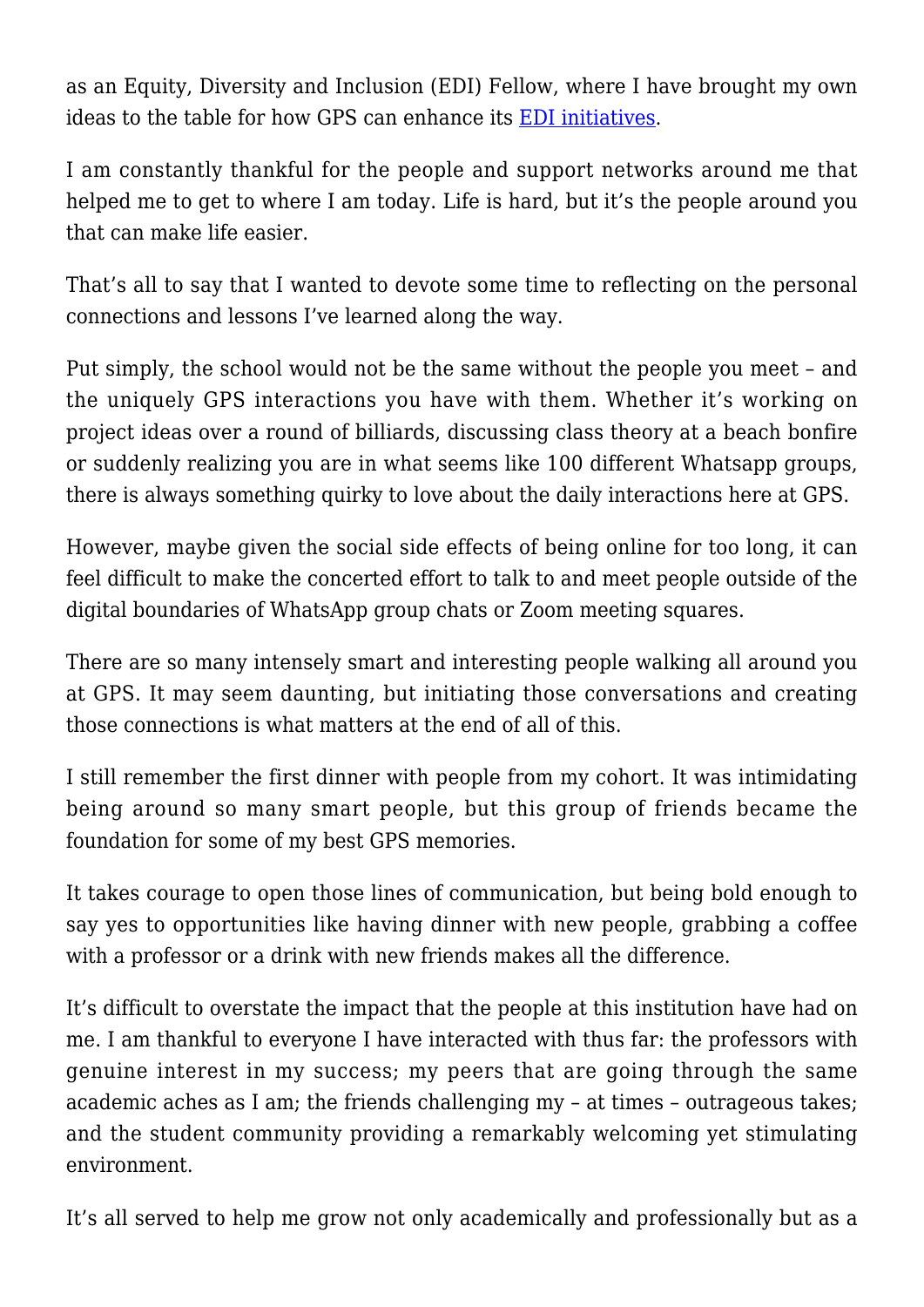as an Equity, Diversity and Inclusion (EDI) Fellow, where I have brought my own ideas to the table for how GPS can enhance its [EDI initiatives](EDI initiatives).

I am constantly thankful for the people and support networks around me that helped me to get to where I am today. Life is hard, but it's the people around you that can make life easier.

That's all to say that I wanted to devote some time to reflecting on the personal connections and lessons I've learned along the way.

Put simply, the school would not be the same without the people you meet – and the uniquely GPS interactions you have with them. Whether it's working on project ideas over a round of billiards, discussing class theory at a beach bonfire or suddenly realizing you are in what seems like 100 different Whatsapp groups, there is always something quirky to love about the daily interactions here at GPS.

However, maybe given the social side effects of being online for too long, it can feel difficult to make the concerted effort to talk to and meet people outside of the digital boundaries of WhatsApp group chats or Zoom meeting squares.

There are so many intensely smart and interesting people walking all around you at GPS. It may seem daunting, but initiating those conversations and creating those connections is what matters at the end of all of this.

I still remember the first dinner with people from my cohort. It was intimidating being around so many smart people, but this group of friends became the foundation for some of my best GPS memories.

It takes courage to open those lines of communication, but being bold enough to say yes to opportunities like having dinner with new people, grabbing a coffee with a professor or a drink with new friends makes all the difference.

It's difficult to overstate the impact that the people at this institution have had on me. I am thankful to everyone I have interacted with thus far: the professors with genuine interest in my success; my peers that are going through the same academic aches as I am; the friends challenging my – at times – outrageous takes; and the student community providing a remarkably welcoming yet stimulating environment.

It's all served to help me grow not only academically and professionally but as a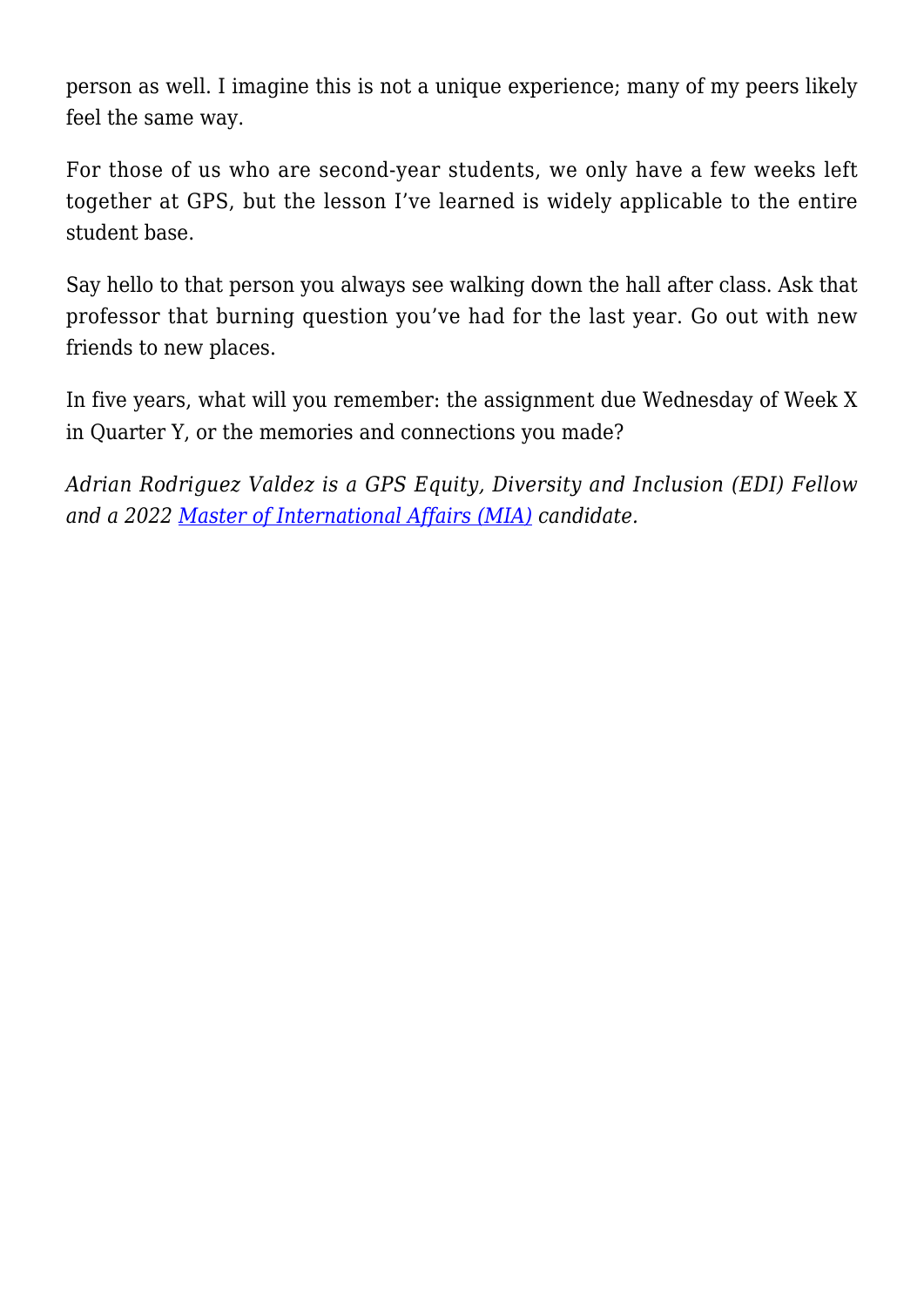person as well. I imagine this is not a unique experience; many of my peers likely feel the same way.

For those of us who are second-year students, we only have a few weeks left together at GPS, but the lesson I've learned is widely applicable to the entire student base.

Say hello to that person you always see walking down the hall after class. Ask that professor that burning question you've had for the last year. Go out with new friends to new places.

In five years, what will you remember: the assignment due Wednesday of Week X in Quarter Y, or the memories and connections you made?

*Adrian Rodriguez Valdez is a GPS Equity, Diversity and Inclusion (EDI) Fellow and a 2022 [Master of International Affairs (MIA)]() candidate.*